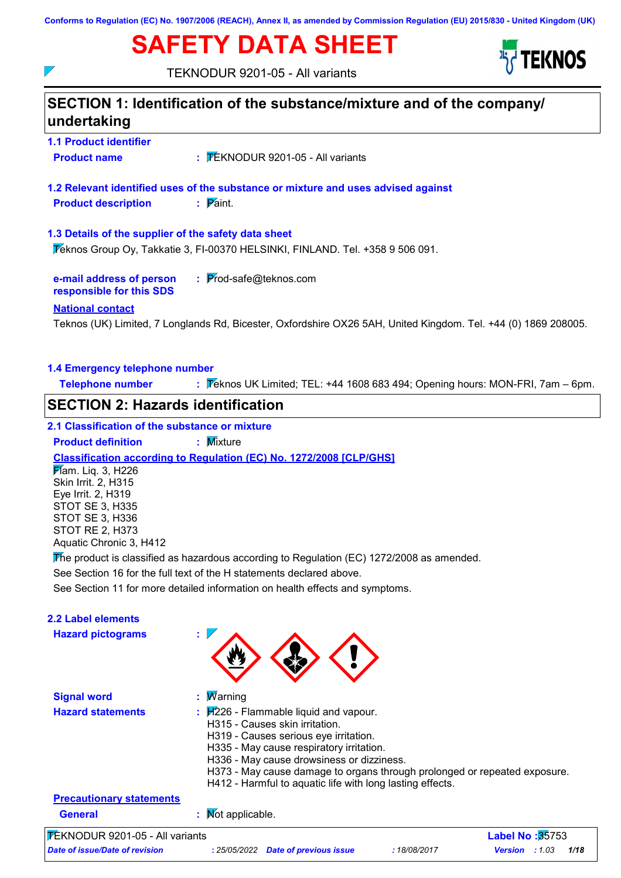Conforms to Regulation (EC) No. 1907/2006 (REACH), Annex II, as amended by Commission Regulation (EU) 2015/830 - United Kingdom (UK)

# SAFETY DATA SHEET

TEKNODUR 9201-05 - All variants

## SECTION 1: Identification of the substance/mixture and of the company/undertaking

### 1.1 Product identifier

**Product name** : TEKNODUR 9201-05 - All variants

### 1.2 Relevant identified uses of the substance or mixture and uses advised against

**Product description** : Paint.

### 1.3 Details of the supplier of the safety data sheet

Teknos Group Oy, Takkatie 3, FI-00370 HELSINKI, FINLAND. Tel. +358 9 506 091.

**e-mail address of person responsible for this SDS** : Prod-safe@teknos.com

**National contact**

Teknos (UK) Limited, 7 Longlands Rd, Bicester, Oxfordshire OX26 5AH, United Kingdom. Tel. +44 (0) 1869 208005.

### 1.4 Emergency telephone number

**Telephone number** : Teknos UK Limited; TEL: +44 1608 683 494; Opening hours: MON-FRI, 7am – 6pm.

## SECTION 2: Hazards identification

### 2.1 Classification of the substance or mixture

**Product definition** : Mixture

**Classification according to Regulation (EC) No. 1272/2008 [CLP/GHS]**

Flam. Liq. 3, H226
Skin Irrit. 2, H315
Eye Irrit. 2, H319
STOT SE 3, H335
STOT SE 3, H336
STOT RE 2, H373
Aquatic Chronic 3, H412

The product is classified as hazardous according to Regulation (EC) 1272/2008 as amended.

See Section 16 for the full text of the H statements declared above.

See Section 11 for more detailed information on health effects and symptoms.

### 2.2 Label elements

**Hazard pictograms** :

**Signal word** : Warning

**Hazard statements** : H226 - Flammable liquid and vapour.
H315 - Causes skin irritation.
H319 - Causes serious eye irritation.
H335 - May cause respiratory irritation.
H336 - May cause drowsiness or dizziness.
H373 - May cause damage to organs through prolonged or repeated exposure.
H412 - Harmful to aquatic life with long lasting effects.

**Precautionary statements**

**General** : Not applicable.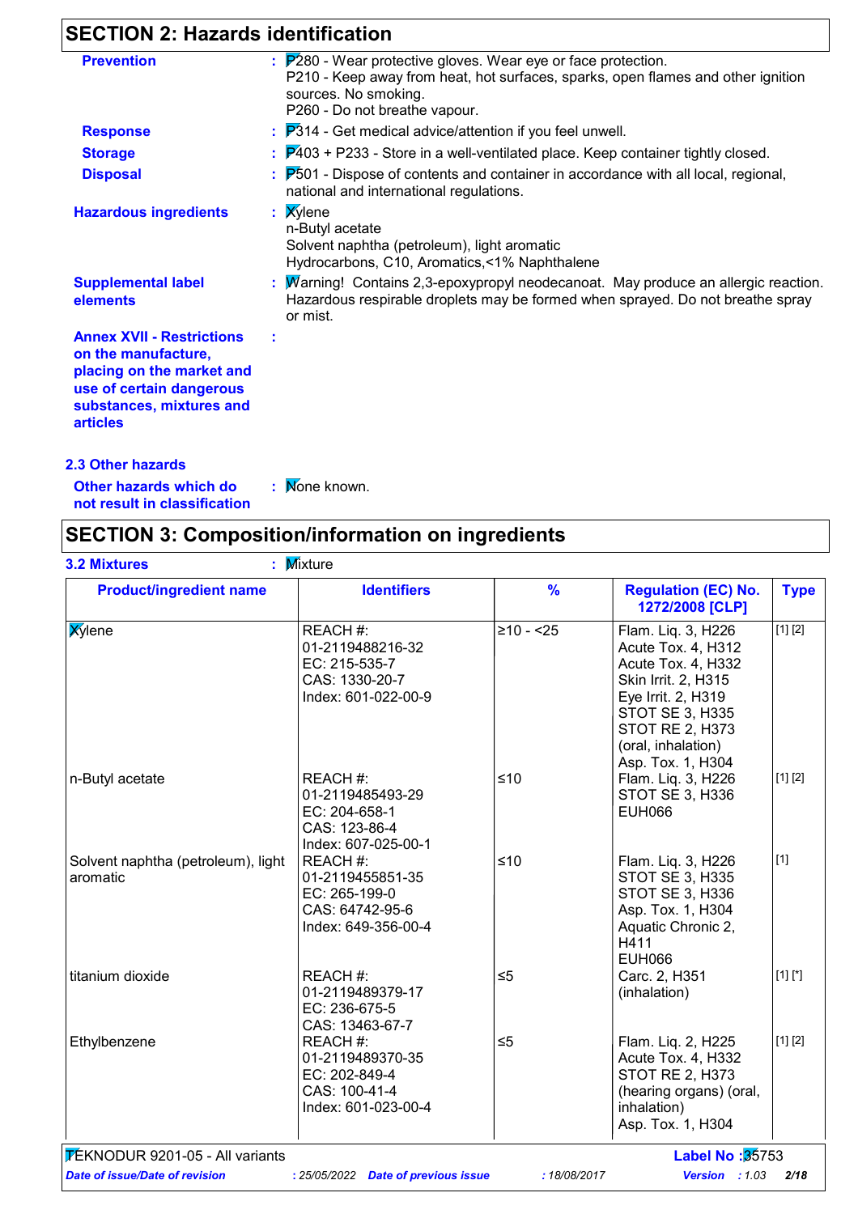## SECTION 2: Hazards identification

**Prevention** : P280 - Wear protective gloves. Wear eye or face protection.
P210 - Keep away from heat, hot surfaces, sparks, open flames and other ignition sources. No smoking.
P260 - Do not breathe vapour.

**Response** : P314 - Get medical advice/attention if you feel unwell.

**Storage** : P403 + P233 - Store in a well-ventilated place. Keep container tightly closed.

**Disposal** : P501 - Dispose of contents and container in accordance with all local, regional, national and international regulations.

**Hazardous ingredients** : Xylene
n-Butyl acetate
Solvent naphtha (petroleum), light aromatic
Hydrocarbons, C10, Aromatics,<1% Naphthalene

**Supplemental label elements** : Warning! Contains 2,3-epoxypropyl neodecanoat. May produce an allergic reaction. Hazardous respirable droplets may be formed when sprayed. Do not breathe spray or mist.

**Annex XVII - Restrictions on the manufacture, placing on the market and use of certain dangerous substances, mixtures and articles** :

### 2.3 Other hazards

**Other hazards which do not result in classification** : None known.

## SECTION 3: Composition/information on ingredients

**3.2 Mixtures** : Mixture

| Product/ingredient name | Identifiers | % | Regulation (EC) No. 1272/2008 [CLP] | Type |
|---|---|---|---|---|
| Xylene | REACH #: 01-2119488216-32<br>EC: 215-535-7<br>CAS: 1330-20-7<br>Index: 601-022-00-9 | ≥10 - <25 | Flam. Liq. 3, H226<br>Acute Tox. 4, H312<br>Acute Tox. 4, H332<br>Skin Irrit. 2, H315<br>Eye Irrit. 2, H319<br>STOT SE 3, H335<br>STOT RE 2, H373 (oral, inhalation)<br>Asp. Tox. 1, H304 | [1] [2] |
| n-Butyl acetate | REACH #: 01-2119485493-29<br>EC: 204-658-1<br>CAS: 123-86-4<br>Index: 607-025-00-1 | ≤10 | Flam. Liq. 3, H226<br>STOT SE 3, H336<br>EUH066 | [1] [2] |
| Solvent naphtha (petroleum), light aromatic | REACH #: 01-2119455851-35<br>EC: 265-199-0<br>CAS: 64742-95-6<br>Index: 649-356-00-4 | ≤10 | Flam. Liq. 3, H226<br>STOT SE 3, H335<br>STOT SE 3, H336<br>Asp. Tox. 1, H304<br>Aquatic Chronic 2, H411<br>EUH066 | [1] |
| titanium dioxide | REACH #: 01-2119489379-17<br>EC: 236-675-5<br>CAS: 13463-67-7 | ≤5 | Carc. 2, H351 (inhalation) | [1] [*] |
| Ethylbenzene | REACH #: 01-2119489370-35<br>EC: 202-849-4<br>CAS: 100-41-4<br>Index: 601-023-00-4 | ≤5 | Flam. Liq. 2, H225<br>Acute Tox. 4, H332<br>STOT RE 2, H373 (hearing organs) (oral, inhalation)<br>Asp. Tox. 1, H304 | [1] [2] |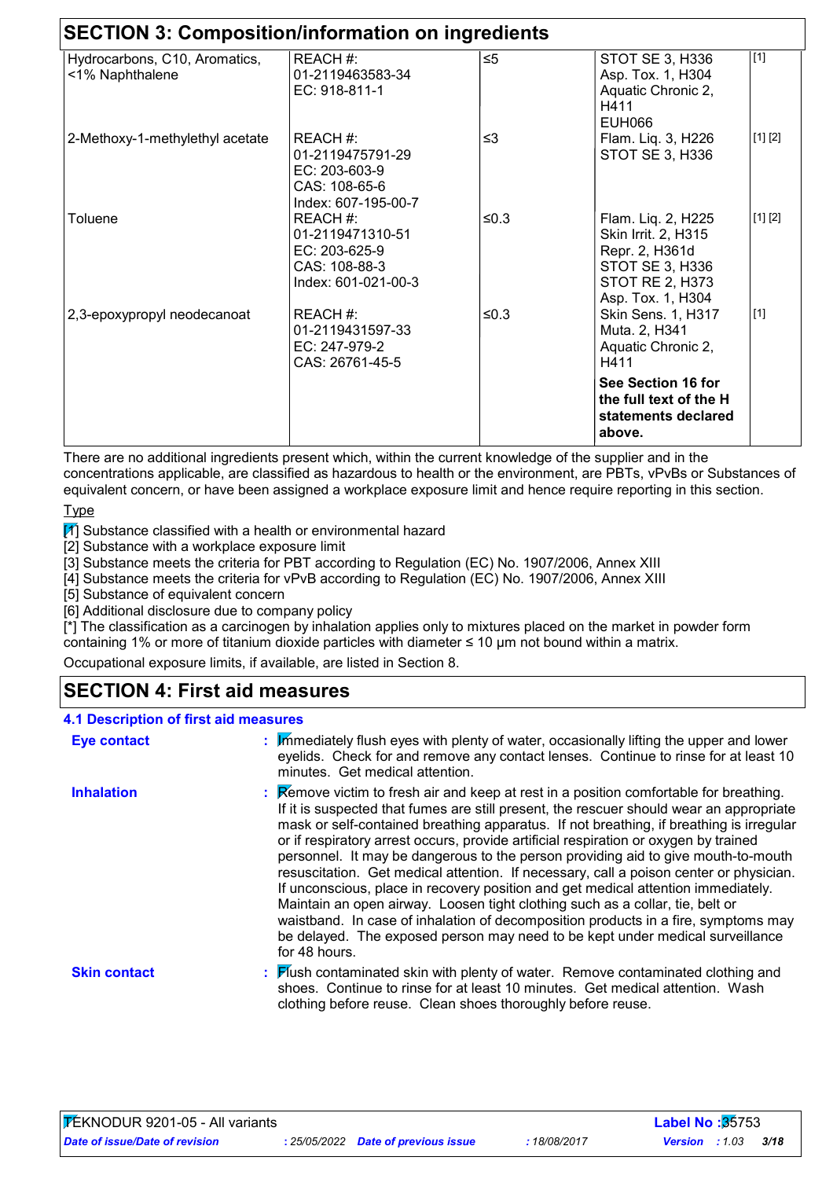## SECTION 3: Composition/information on ingredients

| | | | | |
|---|---|---|---|---|
| Hydrocarbons, C10, Aromatics, <1% Naphthalene | REACH #: 01-2119463583-34 EC: 918-811-1 | ≤5 | STOT SE 3, H336 Asp. Tox. 1, H304 Aquatic Chronic 2, H411 EUH066 | [1] |
| 2-Methoxy-1-methylethyl acetate | REACH #: 01-2119475791-29 EC: 203-603-9 CAS: 108-65-6 Index: 607-195-00-7 | ≤3 | Flam. Liq. 3, H226 STOT SE 3, H336 | [1] [2] |
| Toluene | REACH #: 01-2119471310-51 EC: 203-625-9 CAS: 108-88-3 Index: 601-021-00-3 | ≤0.3 | Flam. Liq. 2, H225 Skin Irrit. 2, H315 Repr. 2, H361d STOT SE 3, H336 STOT RE 2, H373 Asp. Tox. 1, H304 | [1] [2] |
| 2,3-epoxypropyl neodecanoat | REACH #: 01-2119431597-33 EC: 247-979-2 CAS: 26761-45-5 | ≤0.3 | Skin Sens. 1, H317 Muta. 2, H341 Aquatic Chronic 2, H411 | [1] |
| | | | **See Section 16 for the full text of the H statements declared above.** | |

There are no additional ingredients present which, within the current knowledge of the supplier and in the concentrations applicable, are classified as hazardous to health or the environment, are PBTs, vPvBs or Substances of equivalent concern, or have been assigned a workplace exposure limit and hence require reporting in this section.

Type

[1] Substance classified with a health or environmental hazard
[2] Substance with a workplace exposure limit
[3] Substance meets the criteria for PBT according to Regulation (EC) No. 1907/2006, Annex XIII
[4] Substance meets the criteria for vPvB according to Regulation (EC) No. 1907/2006, Annex XIII
[5] Substance of equivalent concern
[6] Additional disclosure due to company policy
[*] The classification as a carcinogen by inhalation applies only to mixtures placed on the market in powder form containing 1% or more of titanium dioxide particles with diameter ≤ 10 μm not bound within a matrix.

Occupational exposure limits, if available, are listed in Section 8.

## SECTION 4: First aid measures

### 4.1 Description of first aid measures

**Eye contact** : Immediately flush eyes with plenty of water, occasionally lifting the upper and lower eyelids. Check for and remove any contact lenses. Continue to rinse for at least 10 minutes. Get medical attention.

**Inhalation** : Remove victim to fresh air and keep at rest in a position comfortable for breathing. If it is suspected that fumes are still present, the rescuer should wear an appropriate mask or self-contained breathing apparatus. If not breathing, if breathing is irregular or if respiratory arrest occurs, provide artificial respiration or oxygen by trained personnel. It may be dangerous to the person providing aid to give mouth-to-mouth resuscitation. Get medical attention. If necessary, call a poison center or physician. If unconscious, place in recovery position and get medical attention immediately. Maintain an open airway. Loosen tight clothing such as a collar, tie, belt or waistband. In case of inhalation of decomposition products in a fire, symptoms may be delayed. The exposed person may need to be kept under medical surveillance for 48 hours.

**Skin contact** : Flush contaminated skin with plenty of water. Remove contaminated clothing and shoes. Continue to rinse for at least 10 minutes. Get medical attention. Wash clothing before reuse. Clean shoes thoroughly before reuse.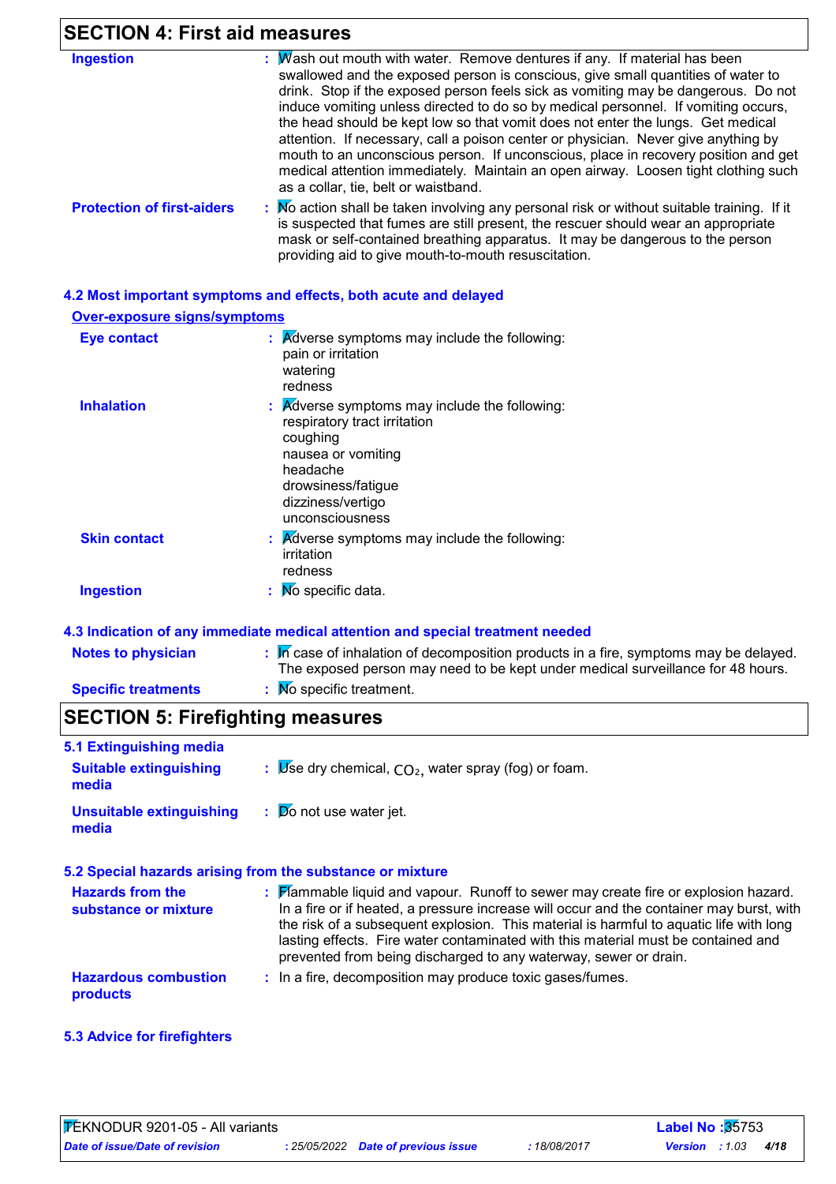## SECTION 4: First aid measures

| | |
|---|---|
| **Ingestion** | Wash out mouth with water. Remove dentures if any. If material has been swallowed and the exposed person is conscious, give small quantities of water to drink. Stop if the exposed person feels sick as vomiting may be dangerous. Do not induce vomiting unless directed to do so by medical personnel. If vomiting occurs, the head should be kept low so that vomit does not enter the lungs. Get medical attention. If necessary, call a poison center or physician. Never give anything by mouth to an unconscious person. If unconscious, place in recovery position and get medical attention immediately. Maintain an open airway. Loosen tight clothing such as a collar, tie, belt or waistband. |
| **Protection of first-aiders** | No action shall be taken involving any personal risk or without suitable training. If it is suspected that fumes are still present, the rescuer should wear an appropriate mask or self-contained breathing apparatus. It may be dangerous to the person providing aid to give mouth-to-mouth resuscitation. |

### 4.2 Most important symptoms and effects, both acute and delayed

**Over-exposure signs/symptoms**

| | |
|---|---|
| **Eye contact** | Adverse symptoms may include the following:<br>pain or irritation<br>watering<br>redness |
| **Inhalation** | Adverse symptoms may include the following:<br>respiratory tract irritation<br>coughing<br>nausea or vomiting<br>headache<br>drowsiness/fatigue<br>dizziness/vertigo<br>unconsciousness |
| **Skin contact** | Adverse symptoms may include the following:<br>irritation<br>redness |
| **Ingestion** | No specific data. |

### 4.3 Indication of any immediate medical attention and special treatment needed

| | |
|---|---|
| **Notes to physician** | In case of inhalation of decomposition products in a fire, symptoms may be delayed. The exposed person may need to be kept under medical surveillance for 48 hours. |
| **Specific treatments** | No specific treatment. |

## SECTION 5: Firefighting measures

### 5.1 Extinguishing media

| | |
|---|---|
| **Suitable extinguishing media** | Use dry chemical, $CO_2$, water spray (fog) or foam. |
| **Unsuitable extinguishing media** | Do not use water jet. |

### 5.2 Special hazards arising from the substance or mixture

| | |
|---|---|
| **Hazards from the substance or mixture** | Flammable liquid and vapour. Runoff to sewer may create fire or explosion hazard. In a fire or if heated, a pressure increase will occur and the container may burst, with the risk of a subsequent explosion. This material is harmful to aquatic life with long lasting effects. Fire water contaminated with this material must be contained and prevented from being discharged to any waterway, sewer or drain. |
| **Hazardous combustion products** | In a fire, decomposition may produce toxic gases/fumes. |

### 5.3 Advice for firefighters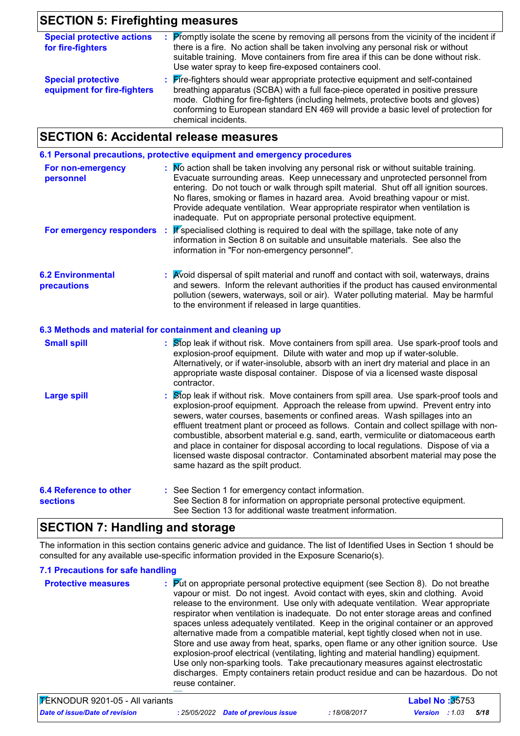## SECTION 5: Firefighting measures

**Special protective actions for fire-fighters** : Promptly isolate the scene by removing all persons from the vicinity of the incident if there is a fire. No action shall be taken involving any personal risk or without suitable training. Move containers from fire area if this can be done without risk. Use water spray to keep fire-exposed containers cool.

**Special protective equipment for fire-fighters** : Fire-fighters should wear appropriate protective equipment and self-contained breathing apparatus (SCBA) with a full face-piece operated in positive pressure mode. Clothing for fire-fighters (including helmets, protective boots and gloves) conforming to European standard EN 469 will provide a basic level of protection for chemical incidents.

## SECTION 6: Accidental release measures

### 6.1 Personal precautions, protective equipment and emergency procedures

**For non-emergency personnel** : No action shall be taken involving any personal risk or without suitable training. Evacuate surrounding areas. Keep unnecessary and unprotected personnel from entering. Do not touch or walk through spilt material. Shut off all ignition sources. No flares, smoking or flames in hazard area. Avoid breathing vapour or mist. Provide adequate ventilation. Wear appropriate respirator when ventilation is inadequate. Put on appropriate personal protective equipment.

**For emergency responders** : If specialised clothing is required to deal with the spillage, take note of any information in Section 8 on suitable and unsuitable materials. See also the information in "For non-emergency personnel".

### 6.2 Environmental precautions

: Avoid dispersal of spilt material and runoff and contact with soil, waterways, drains and sewers. Inform the relevant authorities if the product has caused environmental pollution (sewers, waterways, soil or air). Water polluting material. May be harmful to the environment if released in large quantities.

### 6.3 Methods and material for containment and cleaning up

**Small spill** : Stop leak if without risk. Move containers from spill area. Use spark-proof tools and explosion-proof equipment. Dilute with water and mop up if water-soluble. Alternatively, or if water-insoluble, absorb with an inert dry material and place in an appropriate waste disposal container. Dispose of via a licensed waste disposal contractor.

**Large spill** : Stop leak if without risk. Move containers from spill area. Use spark-proof tools and explosion-proof equipment. Approach the release from upwind. Prevent entry into sewers, water courses, basements or confined areas. Wash spillages into an effluent treatment plant or proceed as follows. Contain and collect spillage with non-combustible, absorbent material e.g. sand, earth, vermiculite or diatomaceous earth and place in container for disposal according to local regulations. Dispose of via a licensed waste disposal contractor. Contaminated absorbent material may pose the same hazard as the spilt product.

### 6.4 Reference to other sections

: See Section 1 for emergency contact information.
See Section 8 for information on appropriate personal protective equipment.
See Section 13 for additional waste treatment information.

## SECTION 7: Handling and storage

The information in this section contains generic advice and guidance. The list of Identified Uses in Section 1 should be consulted for any available use-specific information provided in the Exposure Scenario(s).

### 7.1 Precautions for safe handling

**Protective measures** : Put on appropriate personal protective equipment (see Section 8). Do not breathe vapour or mist. Do not ingest. Avoid contact with eyes, skin and clothing. Avoid release to the environment. Use only with adequate ventilation. Wear appropriate respirator when ventilation is inadequate. Do not enter storage areas and confined spaces unless adequately ventilated. Keep in the original container or an approved alternative made from a compatible material, kept tightly closed when not in use. Store and use away from heat, sparks, open flame or any other ignition source. Use explosion-proof electrical (ventilating, lighting and material handling) equipment. Use only non-sparking tools. Take precautionary measures against electrostatic discharges. Empty containers retain product residue and can be hazardous. Do not reuse container.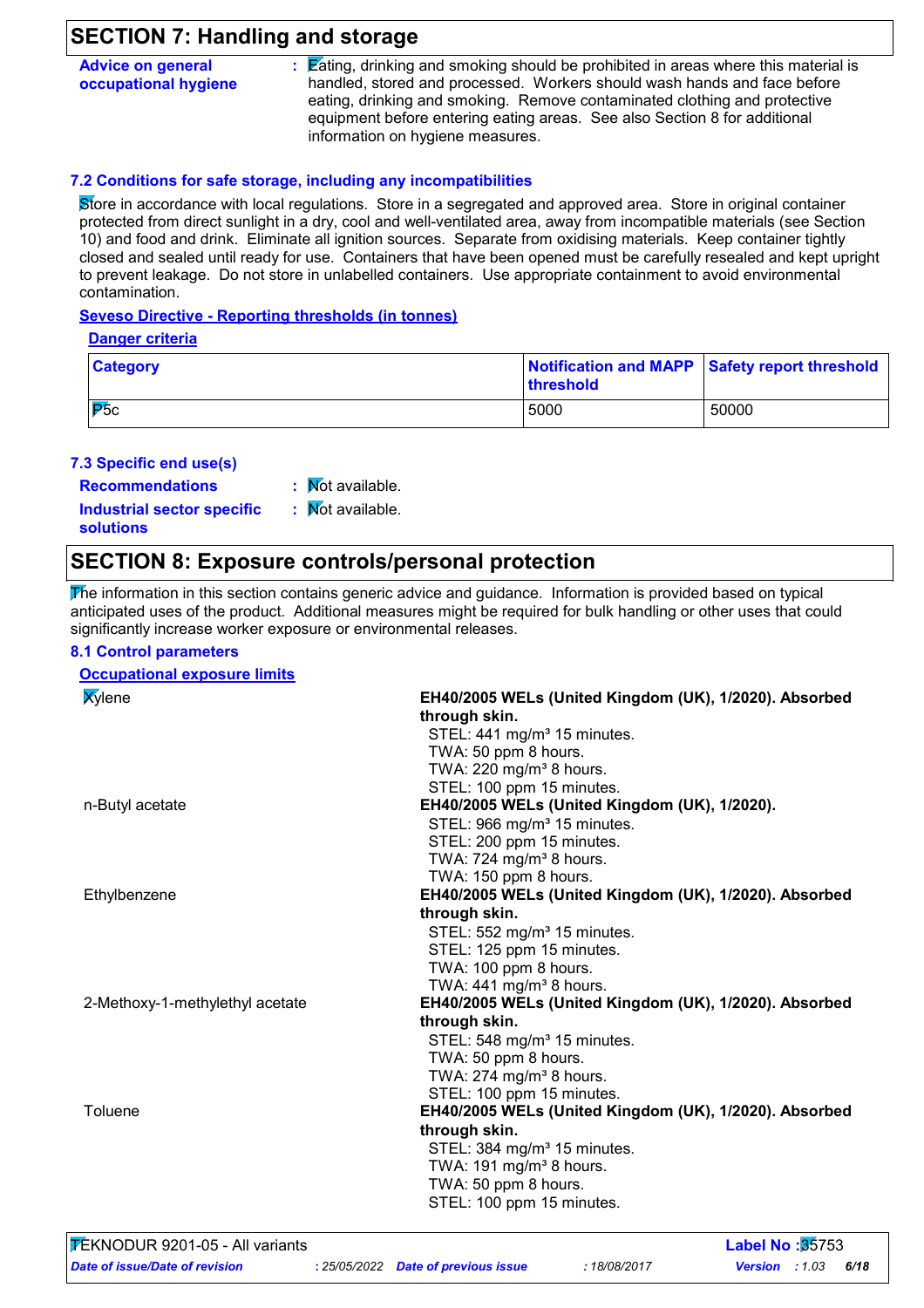## SECTION 7: Handling and storage

**Advice on general occupational hygiene** : Eating, drinking and smoking should be prohibited in areas where this material is handled, stored and processed. Workers should wash hands and face before eating, drinking and smoking. Remove contaminated clothing and protective equipment before entering eating areas. See also Section 8 for additional information on hygiene measures.

### 7.2 Conditions for safe storage, including any incompatibilities

Store in accordance with local regulations. Store in a segregated and approved area. Store in original container protected from direct sunlight in a dry, cool and well-ventilated area, away from incompatible materials (see Section 10) and food and drink. Eliminate all ignition sources. Separate from oxidising materials. Keep container tightly closed and sealed until ready for use. Containers that have been opened must be carefully resealed and kept upright to prevent leakage. Do not store in unlabelled containers. Use appropriate containment to avoid environmental contamination.

**Seveso Directive - Reporting thresholds (in tonnes)**

**Danger criteria**

| Category | Notification and MAPP threshold | Safety report threshold |
|---|---|---|
| P5c | 5000 | 50000 |

### 7.3 Specific end use(s)

**Recommendations** : Not available.

**Industrial sector specific solutions** : Not available.

## SECTION 8: Exposure controls/personal protection

The information in this section contains generic advice and guidance. Information is provided based on typical anticipated uses of the product. Additional measures might be required for bulk handling or other uses that could significantly increase worker exposure or environmental releases.

### 8.1 Control parameters

**Occupational exposure limits**

| | |
|---|---|
| Xylene | **EH40/2005 WELs (United Kingdom (UK), 1/2020). Absorbed through skin.**<br>STEL: 441 mg/m³ 15 minutes.<br>TWA: 50 ppm 8 hours.<br>TWA: 220 mg/m³ 8 hours.<br>STEL: 100 ppm 15 minutes. |
| n-Butyl acetate | **EH40/2005 WELs (United Kingdom (UK), 1/2020).**<br>STEL: 966 mg/m³ 15 minutes.<br>STEL: 200 ppm 15 minutes.<br>TWA: 724 mg/m³ 8 hours.<br>TWA: 150 ppm 8 hours. |
| Ethylbenzene | **EH40/2005 WELs (United Kingdom (UK), 1/2020). Absorbed through skin.**<br>STEL: 552 mg/m³ 15 minutes.<br>STEL: 125 ppm 15 minutes.<br>TWA: 100 ppm 8 hours.<br>TWA: 441 mg/m³ 8 hours. |
| 2-Methoxy-1-methylethyl acetate | **EH40/2005 WELs (United Kingdom (UK), 1/2020). Absorbed through skin.**<br>STEL: 548 mg/m³ 15 minutes.<br>TWA: 50 ppm 8 hours.<br>TWA: 274 mg/m³ 8 hours.<br>STEL: 100 ppm 15 minutes. |
| Toluene | **EH40/2005 WELs (United Kingdom (UK), 1/2020). Absorbed through skin.**<br>STEL: 384 mg/m³ 15 minutes.<br>TWA: 191 mg/m³ 8 hours.<br>TWA: 50 ppm 8 hours.<br>STEL: 100 ppm 15 minutes. |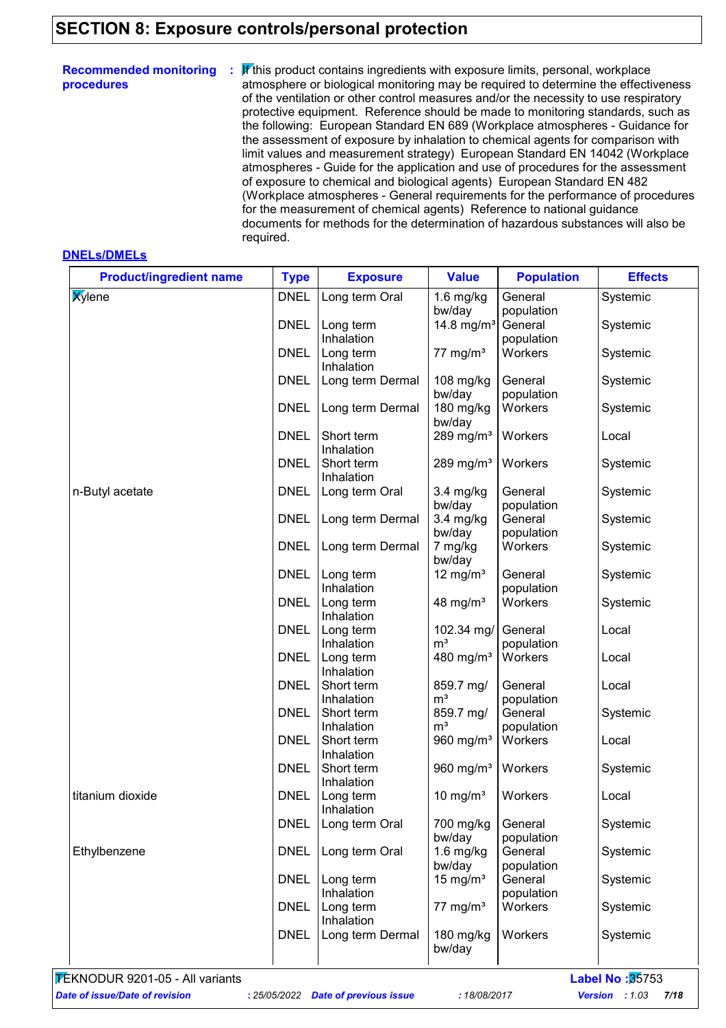## SECTION 8: Exposure controls/personal protection

**Recommended monitoring procedures** : If this product contains ingredients with exposure limits, personal, workplace atmosphere or biological monitoring may be required to determine the effectiveness of the ventilation or other control measures and/or the necessity to use respiratory protective equipment. Reference should be made to monitoring standards, such as the following: European Standard EN 689 (Workplace atmospheres - Guidance for the assessment of exposure by inhalation to chemical agents for comparison with limit values and measurement strategy) European Standard EN 14042 (Workplace atmospheres - Guide for the application and use of procedures for the assessment of exposure to chemical and biological agents) European Standard EN 482 (Workplace atmospheres - General requirements for the performance of procedures for the measurement of chemical agents) Reference to national guidance documents for methods for the determination of hazardous substances will also be required.

**DNELs/DMELs**

| Product/ingredient name | Type | Exposure | Value | Population | Effects |
|---|---|---|---|---|---|
| Xylene | DNEL | Long term Oral | 1.6 mg/kg bw/day | General population | Systemic |
| | DNEL | Long term Inhalation | 14.8 mg/m³ | General population | Systemic |
| | DNEL | Long term Inhalation | 77 mg/m³ | Workers | Systemic |
| | DNEL | Long term Dermal | 108 mg/kg bw/day | General population | Systemic |
| | DNEL | Long term Dermal | 180 mg/kg bw/day | Workers | Systemic |
| | DNEL | Short term Inhalation | 289 mg/m³ | Workers | Local |
| | DNEL | Short term Inhalation | 289 mg/m³ | Workers | Systemic |
| n-Butyl acetate | DNEL | Long term Oral | 3.4 mg/kg bw/day | General population | Systemic |
| | DNEL | Long term Dermal | 3.4 mg/kg bw/day | General population | Systemic |
| | DNEL | Long term Dermal | 7 mg/kg bw/day | Workers | Systemic |
| | DNEL | Long term Inhalation | 12 mg/m³ | General population | Systemic |
| | DNEL | Long term Inhalation | 48 mg/m³ | Workers | Systemic |
| | DNEL | Long term Inhalation | 102.34 mg/m³ | General population | Local |
| | DNEL | Long term Inhalation | 480 mg/m³ | Workers | Local |
| | DNEL | Short term Inhalation | 859.7 mg/m³ | General population | Local |
| | DNEL | Short term Inhalation | 859.7 mg/m³ | General population | Systemic |
| | DNEL | Short term Inhalation | 960 mg/m³ | Workers | Local |
| | DNEL | Short term Inhalation | 960 mg/m³ | Workers | Systemic |
| titanium dioxide | DNEL | Long term Inhalation | 10 mg/m³ | Workers | Local |
| | DNEL | Long term Oral | 700 mg/kg bw/day | General population | Systemic |
| Ethylbenzene | DNEL | Long term Oral | 1.6 mg/kg bw/day | General population | Systemic |
| | DNEL | Long term Inhalation | 15 mg/m³ | General population | Systemic |
| | DNEL | Long term Inhalation | 77 mg/m³ | Workers | Systemic |
| | DNEL | Long term Dermal | 180 mg/kg bw/day | Workers | Systemic |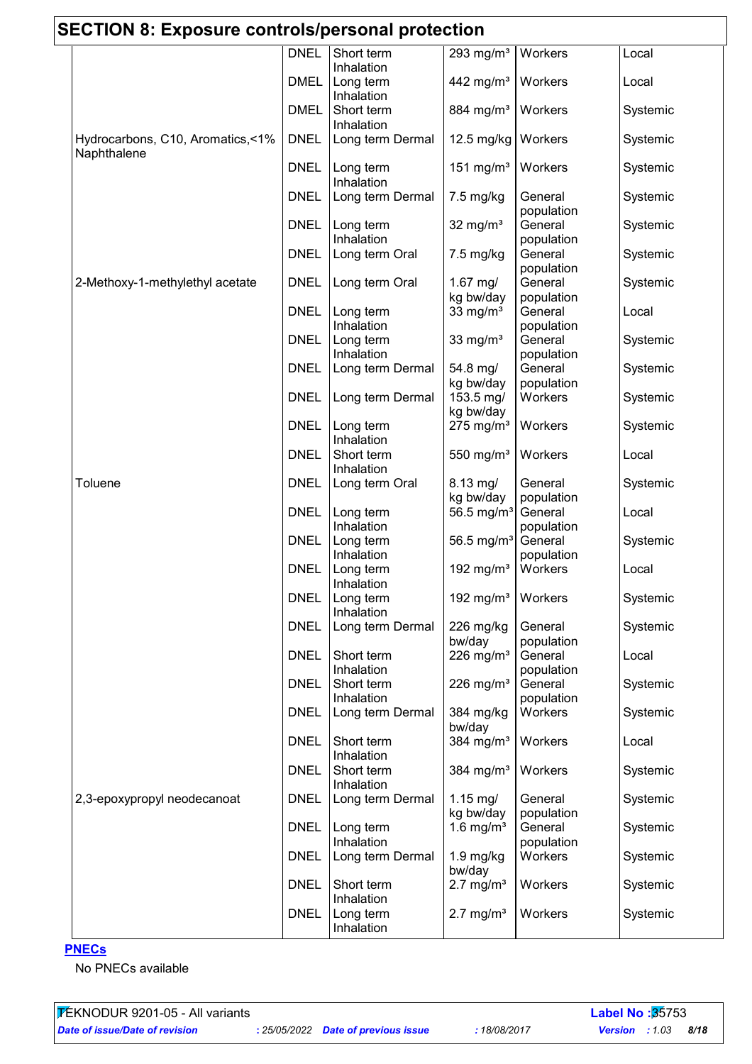## SECTION 8: Exposure controls/personal protection

| | | | | | |
|---|---|---|---|---|---|
| | DNEL | Short term Inhalation | 293 mg/m³ | Workers | Local |
| | DMEL | Long term Inhalation | 442 mg/m³ | Workers | Local |
| | DMEL | Short term Inhalation | 884 mg/m³ | Workers | Systemic |
| Hydrocarbons, C10, Aromatics,<1% Naphthalene | DNEL | Long term Dermal | 12.5 mg/kg | Workers | Systemic |
| | DNEL | Long term Inhalation | 151 mg/m³ | Workers | Systemic |
| | DNEL | Long term Dermal | 7.5 mg/kg | General population | Systemic |
| | DNEL | Long term Inhalation | 32 mg/m³ | General population | Systemic |
| | DNEL | Long term Oral | 7.5 mg/kg | General population | Systemic |
| 2-Methoxy-1-methylethyl acetate | DNEL | Long term Oral | 1.67 mg/kg bw/day | General population | Systemic |
| | DNEL | Long term Inhalation | 33 mg/m³ | General population | Local |
| | DNEL | Long term Inhalation | 33 mg/m³ | General population | Systemic |
| | DNEL | Long term Dermal | 54.8 mg/kg bw/day | General population | Systemic |
| | DNEL | Long term Dermal | 153.5 mg/kg bw/day | Workers | Systemic |
| | DNEL | Long term Inhalation | 275 mg/m³ | Workers | Systemic |
| | DNEL | Short term Inhalation | 550 mg/m³ | Workers | Local |
| Toluene | DNEL | Long term Oral | 8.13 mg/kg bw/day | General population | Systemic |
| | DNEL | Long term Inhalation | 56.5 mg/m³ | General population | Local |
| | DNEL | Long term Inhalation | 56.5 mg/m³ | General population | Systemic |
| | DNEL | Long term Inhalation | 192 mg/m³ | Workers | Local |
| | DNEL | Long term Inhalation | 192 mg/m³ | Workers | Systemic |
| | DNEL | Long term Dermal | 226 mg/kg bw/day | General population | Systemic |
| | DNEL | Short term Inhalation | 226 mg/m³ | General population | Local |
| | DNEL | Short term Inhalation | 226 mg/m³ | General population | Systemic |
| | DNEL | Long term Dermal | 384 mg/kg bw/day | Workers | Systemic |
| | DNEL | Short term Inhalation | 384 mg/m³ | Workers | Local |
| | DNEL | Short term Inhalation | 384 mg/m³ | Workers | Systemic |
| 2,3-epoxypropyl neodecanoat | DNEL | Long term Dermal | 1.15 mg/kg bw/day | General population | Systemic |
| | DNEL | Long term Inhalation | 1.6 mg/m³ | General population | Systemic |
| | DNEL | Long term Dermal | 1.9 mg/kg bw/day | Workers | Systemic |
| | DNEL | Short term Inhalation | 2.7 mg/m³ | Workers | Systemic |
| | DNEL | Long term Inhalation | 2.7 mg/m³ | Workers | Systemic |

**PNECs**

No PNECs available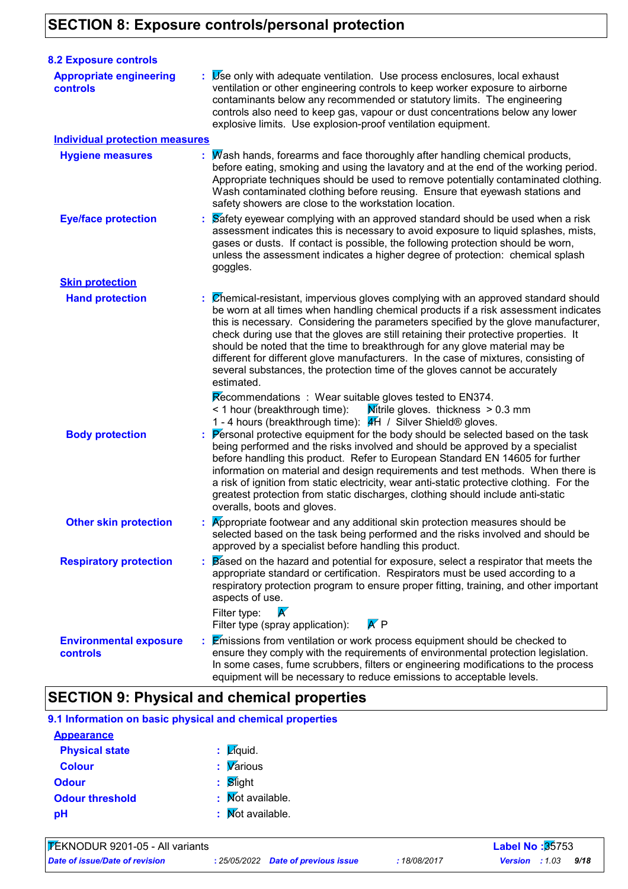## SECTION 8: Exposure controls/personal protection

### 8.2 Exposure controls

**Appropriate engineering controls** : Use only with adequate ventilation. Use process enclosures, local exhaust ventilation or other engineering controls to keep worker exposure to airborne contaminants below any recommended or statutory limits. The engineering controls also need to keep gas, vapour or dust concentrations below any lower explosive limits. Use explosion-proof ventilation equipment.

**Individual protection measures**

**Hygiene measures** : Wash hands, forearms and face thoroughly after handling chemical products, before eating, smoking and using the lavatory and at the end of the working period. Appropriate techniques should be used to remove potentially contaminated clothing. Wash contaminated clothing before reusing. Ensure that eyewash stations and safety showers are close to the workstation location.

**Eye/face protection** : Safety eyewear complying with an approved standard should be used when a risk assessment indicates this is necessary to avoid exposure to liquid splashes, mists, gases or dusts. If contact is possible, the following protection should be worn, unless the assessment indicates a higher degree of protection: chemical splash goggles.

**Skin protection**

**Hand protection** : Chemical-resistant, impervious gloves complying with an approved standard should be worn at all times when handling chemical products if a risk assessment indicates this is necessary. Considering the parameters specified by the glove manufacturer, check during use that the gloves are still retaining their protective properties. It should be noted that the time to breakthrough for any glove material may be different for different glove manufacturers. In the case of mixtures, consisting of several substances, the protection time of the gloves cannot be accurately estimated.

Recommendations : Wear suitable gloves tested to EN374.
< 1 hour (breakthrough time): Nitrile gloves. thickness > 0.3 mm
1 - 4 hours (breakthrough time): 4H / Silver Shield® gloves.

**Body protection** : Personal protective equipment for the body should be selected based on the task being performed and the risks involved and should be approved by a specialist before handling this product. Refer to European Standard EN 14605 for further information on material and design requirements and test methods. When there is a risk of ignition from static electricity, wear anti-static protective clothing. For the greatest protection from static discharges, clothing should include anti-static overalls, boots and gloves.

**Other skin protection** : Appropriate footwear and any additional skin protection measures should be selected based on the task being performed and the risks involved and should be approved by a specialist before handling this product.

**Respiratory protection** : Based on the hazard and potential for exposure, select a respirator that meets the appropriate standard or certification. Respirators must be used according to a respiratory protection program to ensure proper fitting, training, and other important aspects of use.

Filter type: A
Filter type (spray application): A P

**Environmental exposure controls** : Emissions from ventilation or work process equipment should be checked to ensure they comply with the requirements of environmental protection legislation. In some cases, fume scrubbers, filters or engineering modifications to the process equipment will be necessary to reduce emissions to acceptable levels.

## SECTION 9: Physical and chemical properties

### 9.1 Information on basic physical and chemical properties

**Appearance**

**Physical state** : Liquid.

**Colour** : Various

**Odour** : Slight

**Odour threshold** : Not available.

**pH** : Not available.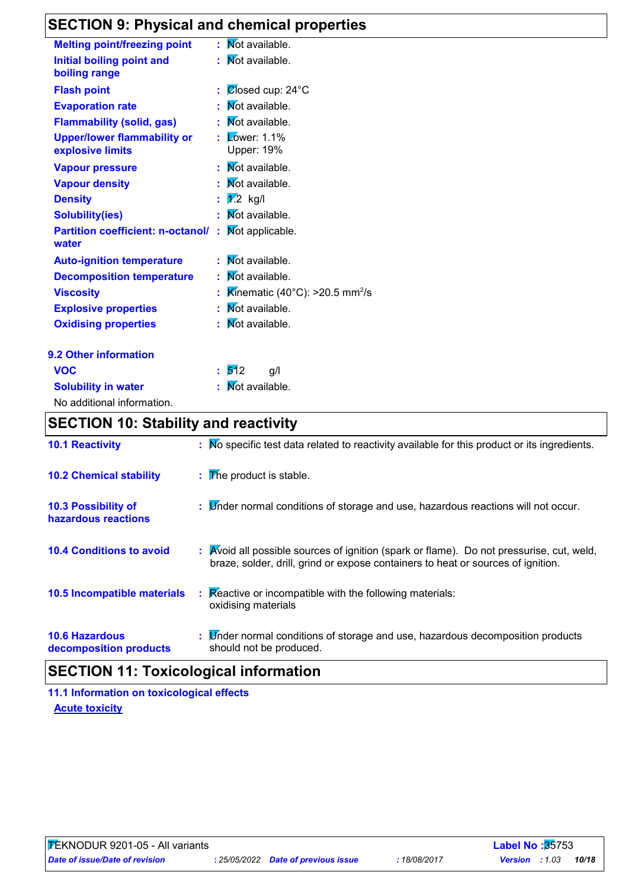## SECTION 9: Physical and chemical properties

| | |
|---|---|
| **Melting point/freezing point** | : Not available. |
| **Initial boiling point and boiling range** | : Not available. |
| **Flash point** | : Closed cup: 24°C |
| **Evaporation rate** | : Not available. |
| **Flammability (solid, gas)** | : Not available. |
| **Upper/lower flammability or explosive limits** | : Lower: 1.1%<br>Upper: 19% |
| **Vapour pressure** | : Not available. |
| **Vapour density** | : Not available. |
| **Density** | : 1.2 kg/l |
| **Solubility(ies)** | : Not available. |
| **Partition coefficient: n-octanol/ water** | : Not applicable. |
| **Auto-ignition temperature** | : Not available. |
| **Decomposition temperature** | : Not available. |
| **Viscosity** | : Kinematic (40°C): >20.5 $mm^2/s$ |
| **Explosive properties** | : Not available. |
| **Oxidising properties** | : Not available. |

### 9.2 Other information

| | |
|---|---|
| **VOC** | : 512 g/l |
| **Solubility in water** | : Not available. |

No additional information.

## SECTION 10: Stability and reactivity

| | |
|---|---|
| **10.1 Reactivity** | : No specific test data related to reactivity available for this product or its ingredients. |
| **10.2 Chemical stability** | : The product is stable. |
| **10.3 Possibility of hazardous reactions** | : Under normal conditions of storage and use, hazardous reactions will not occur. |
| **10.4 Conditions to avoid** | : Avoid all possible sources of ignition (spark or flame). Do not pressurise, cut, weld, braze, solder, drill, grind or expose containers to heat or sources of ignition. |
| **10.5 Incompatible materials** | : Reactive or incompatible with the following materials:<br>oxidising materials |
| **10.6 Hazardous decomposition products** | : Under normal conditions of storage and use, hazardous decomposition products should not be produced. |

## SECTION 11: Toxicological information

### 11.1 Information on toxicological effects

**Acute toxicity**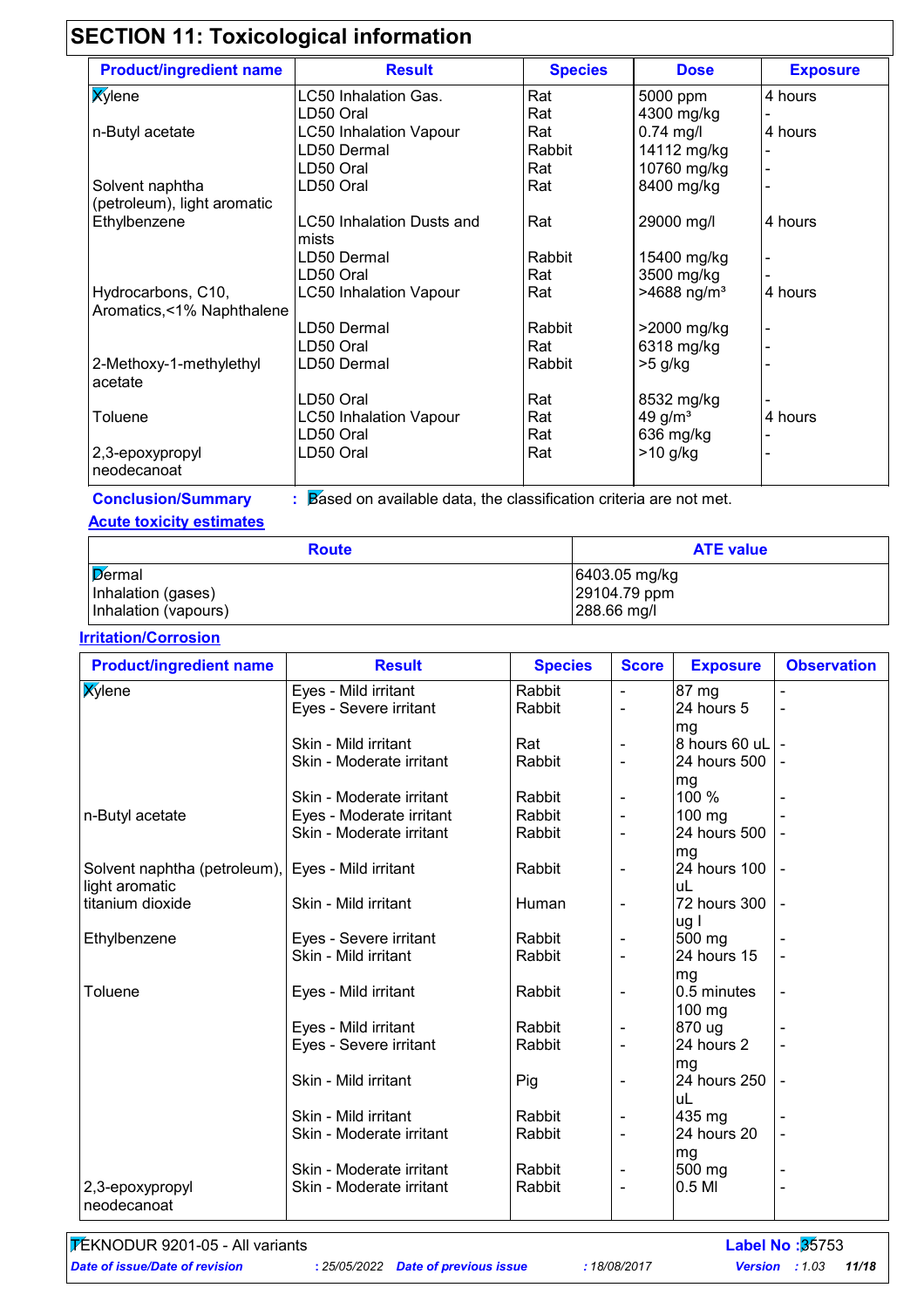## SECTION 11: Toxicological information

| Product/ingredient name | Result | Species | Dose | Exposure |
|---|---|---|---|---|
| Xylene | LC50 Inhalation Gas. | Rat | 5000 ppm | 4 hours |
| | LD50 Oral | Rat | 4300 mg/kg | - |
| n-Butyl acetate | LC50 Inhalation Vapour | Rat | 0.74 mg/l | 4 hours |
| | LD50 Dermal | Rabbit | 14112 mg/kg | - |
| | LD50 Oral | Rat | 10760 mg/kg | - |
| Solvent naphtha (petroleum), light aromatic | LD50 Oral | Rat | 8400 mg/kg | - |
| Ethylbenzene | LC50 Inhalation Dusts and mists | Rat | 29000 mg/l | 4 hours |
| | LD50 Dermal | Rabbit | 15400 mg/kg | - |
| | LD50 Oral | Rat | 3500 mg/kg | - |
| Hydrocarbons, C10, Aromatics,<1% Naphthalene | LC50 Inhalation Vapour | Rat | >4688 ng/m³ | 4 hours |
| | LD50 Dermal | Rabbit | >2000 mg/kg | - |
| | LD50 Oral | Rat | 6318 mg/kg | - |
| 2-Methoxy-1-methylethyl acetate | LD50 Dermal | Rabbit | >5 g/kg | - |
| | LD50 Oral | Rat | 8532 mg/kg | - |
| Toluene | LC50 Inhalation Vapour | Rat | 49 g/m³ | 4 hours |
| | LD50 Oral | Rat | 636 mg/kg | - |
| 2,3-epoxypropyl neodecanoat | LD50 Oral | Rat | >10 g/kg | - |

**Conclusion/Summary** : Based on available data, the classification criteria are not met.

**Acute toxicity estimates**

| Route | ATE value |
|---|---|
| Dermal | 6403.05 mg/kg |
| Inhalation (gases) | 29104.79 ppm |
| Inhalation (vapours) | 288.66 mg/l |

**Irritation/Corrosion**

| Product/ingredient name | Result | Species | Score | Exposure | Observation |
|---|---|---|---|---|---|
| Xylene | Eyes - Mild irritant | Rabbit | - | 87 mg | - |
| | Eyes - Severe irritant | Rabbit | - | 24 hours 5 mg | - |
| | Skin - Mild irritant | Rat | - | 8 hours 60 uL | - |
| | Skin - Moderate irritant | Rabbit | - | 24 hours 500 mg | - |
| | Skin - Moderate irritant | Rabbit | - | 100 % | - |
| n-Butyl acetate | Eyes - Moderate irritant | Rabbit | - | 100 mg | - |
| | Skin - Moderate irritant | Rabbit | - | 24 hours 500 mg | - |
| Solvent naphtha (petroleum), light aromatic | Eyes - Mild irritant | Rabbit | - | 24 hours 100 uL | - |
| titanium dioxide | Skin - Mild irritant | Human | - | 72 hours 300 ug I | - |
| Ethylbenzene | Eyes - Severe irritant | Rabbit | - | 500 mg | - |
| | Skin - Mild irritant | Rabbit | - | 24 hours 15 mg | - |
| Toluene | Eyes - Mild irritant | Rabbit | - | 0.5 minutes 100 mg | - |
| | Eyes - Mild irritant | Rabbit | - | 870 ug | - |
| | Eyes - Severe irritant | Rabbit | - | 24 hours 2 mg | - |
| | Skin - Mild irritant | Pig | - | 24 hours 250 uL | - |
| | Skin - Mild irritant | Rabbit | - | 435 mg | - |
| | Skin - Moderate irritant | Rabbit | - | 24 hours 20 mg | - |
| | Skin - Moderate irritant | Rabbit | - | 500 mg | - |
| 2,3-epoxypropyl neodecanoat | Skin - Moderate irritant | Rabbit | - | 0.5 Ml | - |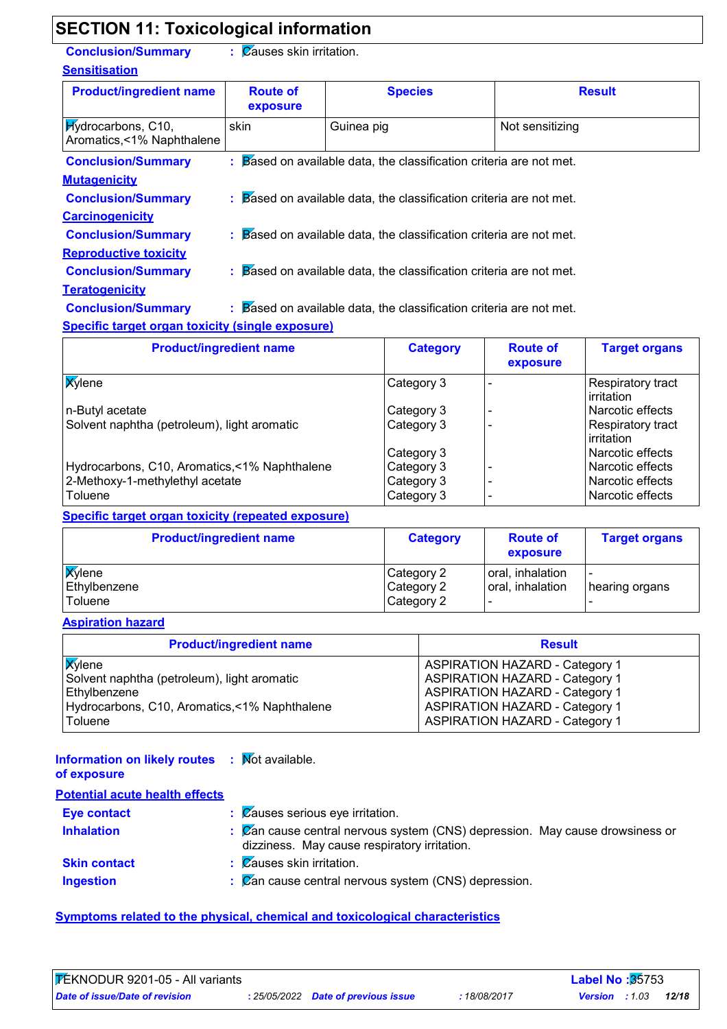## SECTION 11: Toxicological information

**Conclusion/Summary** : Causes skin irritation.

**Sensitisation**

| Product/ingredient name | Route of exposure | Species | Result |
|---|---|---|---|
| Hydrocarbons, C10, Aromatics,<1% Naphthalene | skin | Guinea pig | Not sensitizing |

**Conclusion/Summary** : Based on available data, the classification criteria are not met.

**Mutagenicity**

**Conclusion/Summary** : Based on available data, the classification criteria are not met.

**Carcinogenicity**

**Conclusion/Summary** : Based on available data, the classification criteria are not met.

**Reproductive toxicity**

**Conclusion/Summary** : Based on available data, the classification criteria are not met.

**Teratogenicity**

**Conclusion/Summary** : Based on available data, the classification criteria are not met.

**Specific target organ toxicity (single exposure)**

| Product/ingredient name | Category | Route of exposure | Target organs |
|---|---|---|---|
| Xylene | Category 3 | - | Respiratory tract irritation |
| n-Butyl acetate | Category 3 | - | Narcotic effects |
| Solvent naphtha (petroleum), light aromatic | Category 3 | - | Respiratory tract irritation |
| | Category 3 | | Narcotic effects |
| Hydrocarbons, C10, Aromatics,<1% Naphthalene | Category 3 | - | Narcotic effects |
| 2-Methoxy-1-methylethyl acetate | Category 3 | - | Narcotic effects |
| Toluene | Category 3 | - | Narcotic effects |

**Specific target organ toxicity (repeated exposure)**

| Product/ingredient name | Category | Route of exposure | Target organs |
|---|---|---|---|
| Xylene | Category 2 | oral, inhalation | - |
| Ethylbenzene | Category 2 | oral, inhalation | hearing organs |
| Toluene | Category 2 | - | - |

**Aspiration hazard**

| Product/ingredient name | Result |
|---|---|
| Xylene | ASPIRATION HAZARD - Category 1 |
| Solvent naphtha (petroleum), light aromatic | ASPIRATION HAZARD - Category 1 |
| Ethylbenzene | ASPIRATION HAZARD - Category 1 |
| Hydrocarbons, C10, Aromatics,<1% Naphthalene | ASPIRATION HAZARD - Category 1 |
| Toluene | ASPIRATION HAZARD - Category 1 |

**Information on likely routes of exposure** : Not available.

**Potential acute health effects**

**Eye contact** : Causes serious eye irritation.

**Inhalation** : Can cause central nervous system (CNS) depression. May cause drowsiness or dizziness. May cause respiratory irritation.

**Skin contact** : Causes skin irritation.

**Ingestion** : Can cause central nervous system (CNS) depression.

**Symptoms related to the physical, chemical and toxicological characteristics**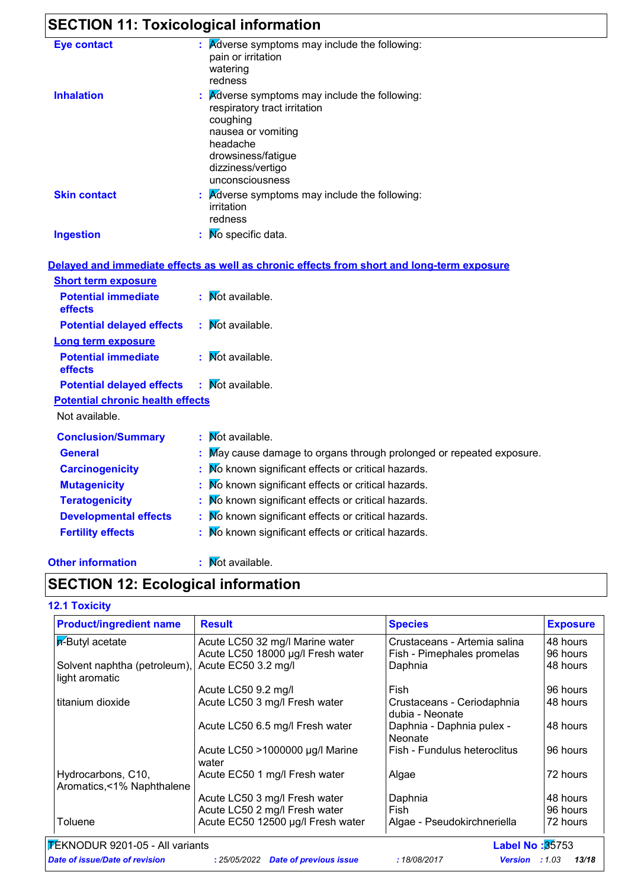## SECTION 11: Toxicological information

**Eye contact** : Adverse symptoms may include the following:
pain or irritation
watering
redness

**Inhalation** : Adverse symptoms may include the following:
respiratory tract irritation
coughing
nausea or vomiting
headache
drowsiness/fatigue
dizziness/vertigo
unconsciousness

**Skin contact** : Adverse symptoms may include the following:
irritation
redness

**Ingestion** : No specific data.

**Delayed and immediate effects as well as chronic effects from short and long-term exposure**

**Short term exposure**

**Potential immediate effects** : Not available.

**Potential delayed effects** : Not available.

**Long term exposure**

**Potential immediate effects** : Not available.

**Potential delayed effects** : Not available.

**Potential chronic health effects**

Not available.

**Conclusion/Summary** : Not available.

**General** : May cause damage to organs through prolonged or repeated exposure.

**Carcinogenicity** : No known significant effects or critical hazards.

**Mutagenicity** : No known significant effects or critical hazards.

**Teratogenicity** : No known significant effects or critical hazards.

**Developmental effects** : No known significant effects or critical hazards.

**Fertility effects** : No known significant effects or critical hazards.

**Other information** : Not available.

## SECTION 12: Ecological information

### 12.1 Toxicity

| Product/ingredient name | Result | Species | Exposure |
|---|---|---|---|
| n-Butyl acetate | Acute LC50 32 mg/l Marine water | Crustaceans - Artemia salina | 48 hours |
| | Acute LC50 18000 µg/l Fresh water | Fish - Pimephales promelas | 96 hours |
| Solvent naphtha (petroleum), light aromatic | Acute EC50 3.2 mg/l | Daphnia | 48 hours |
| | Acute LC50 9.2 mg/l | Fish | 96 hours |
| titanium dioxide | Acute LC50 3 mg/l Fresh water | Crustaceans - Ceriodaphnia dubia - Neonate | 48 hours |
| | Acute LC50 6.5 mg/l Fresh water | Daphnia - Daphnia pulex - Neonate | 48 hours |
| | Acute LC50 >1000000 µg/l Marine water | Fish - Fundulus heteroclitus | 96 hours |
| Hydrocarbons, C10, Aromatics,<1% Naphthalene | Acute EC50 1 mg/l Fresh water | Algae | 72 hours |
| | Acute LC50 3 mg/l Fresh water | Daphnia | 48 hours |
| | Acute LC50 2 mg/l Fresh water | Fish | 96 hours |
| Toluene | Acute EC50 12500 µg/l Fresh water | Algae - Pseudokirchneriella | 72 hours |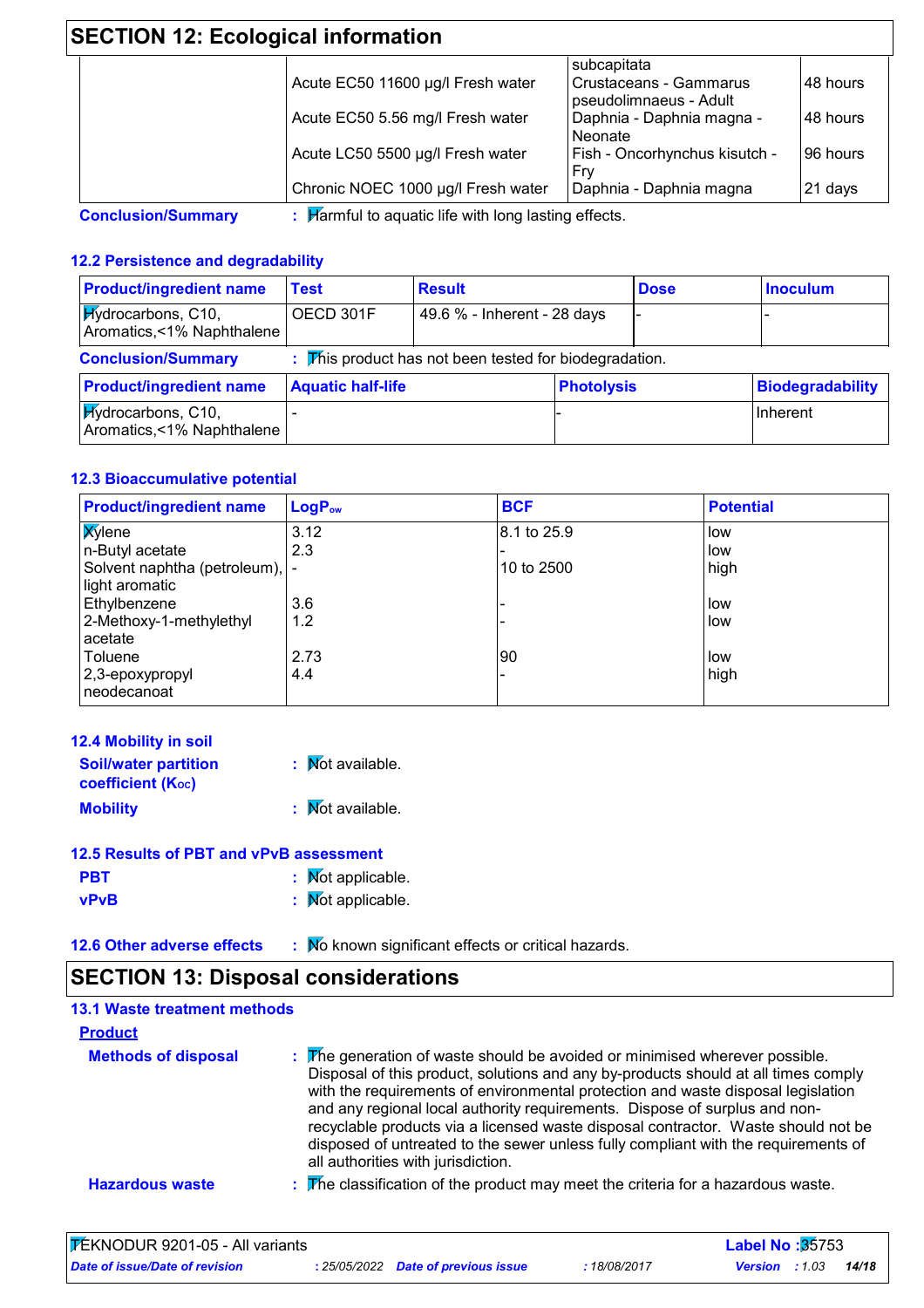## SECTION 12: Ecological information

| | | | |
|---|---|---|---|
| | | subcapitata | |
| | Acute EC50 11600 µg/l Fresh water | Crustaceans - Gammarus pseudolimnaeus - Adult | 48 hours |
| | Acute EC50 5.56 mg/l Fresh water | Daphnia - Daphnia magna - Neonate | 48 hours |
| | Acute LC50 5500 µg/l Fresh water | Fish - Oncorhynchus kisutch - Fry | 96 hours |
| | Chronic NOEC 1000 µg/l Fresh water | Daphnia - Daphnia magna | 21 days |

**Conclusion/Summary** : Harmful to aquatic life with long lasting effects.

### 12.2 Persistence and degradability

| Product/ingredient name | Test | Result | Dose | Inoculum |
|---|---|---|---|---|
| Hydrocarbons, C10, Aromatics,<1% Naphthalene | OECD 301F | 49.6 % - Inherent - 28 days | - | - |

**Conclusion/Summary** : This product has not been tested for biodegradation.

| Product/ingredient name | Aquatic half-life | Photolysis | Biodegradability |
|---|---|---|---|
| Hydrocarbons, C10, Aromatics,<1% Naphthalene | - | - | Inherent |

### 12.3 Bioaccumulative potential

| Product/ingredient name | $LogP_{ow}$ | BCF | Potential |
|---|---|---|---|
| Xylene | 3.12 | 8.1 to 25.9 | low |
| n-Butyl acetate | 2.3 | - | low |
| Solvent naphtha (petroleum), light aromatic | - | 10 to 2500 | high |
| Ethylbenzene | 3.6 | - | low |
| 2-Methoxy-1-methylethyl acetate | 1.2 | - | low |
| Toluene | 2.73 | 90 | low |
| 2,3-epoxypropyl neodecanoat | 4.4 | - | high |

### 12.4 Mobility in soil

**Soil/water partition coefficient ($K_{OC}$)** : Not available.

**Mobility** : Not available.

### 12.5 Results of PBT and vPvB assessment

**PBT** : Not applicable.

**vPvB** : Not applicable.

### 12.6 Other adverse effects : No known significant effects or critical hazards.

## SECTION 13: Disposal considerations

### 13.1 Waste treatment methods

**Product**

**Methods of disposal** : The generation of waste should be avoided or minimised wherever possible. Disposal of this product, solutions and any by-products should at all times comply with the requirements of environmental protection and waste disposal legislation and any regional local authority requirements. Dispose of surplus and non-recyclable products via a licensed waste disposal contractor. Waste should not be disposed of untreated to the sewer unless fully compliant with the requirements of all authorities with jurisdiction.

**Hazardous waste** : The classification of the product may meet the criteria for a hazardous waste.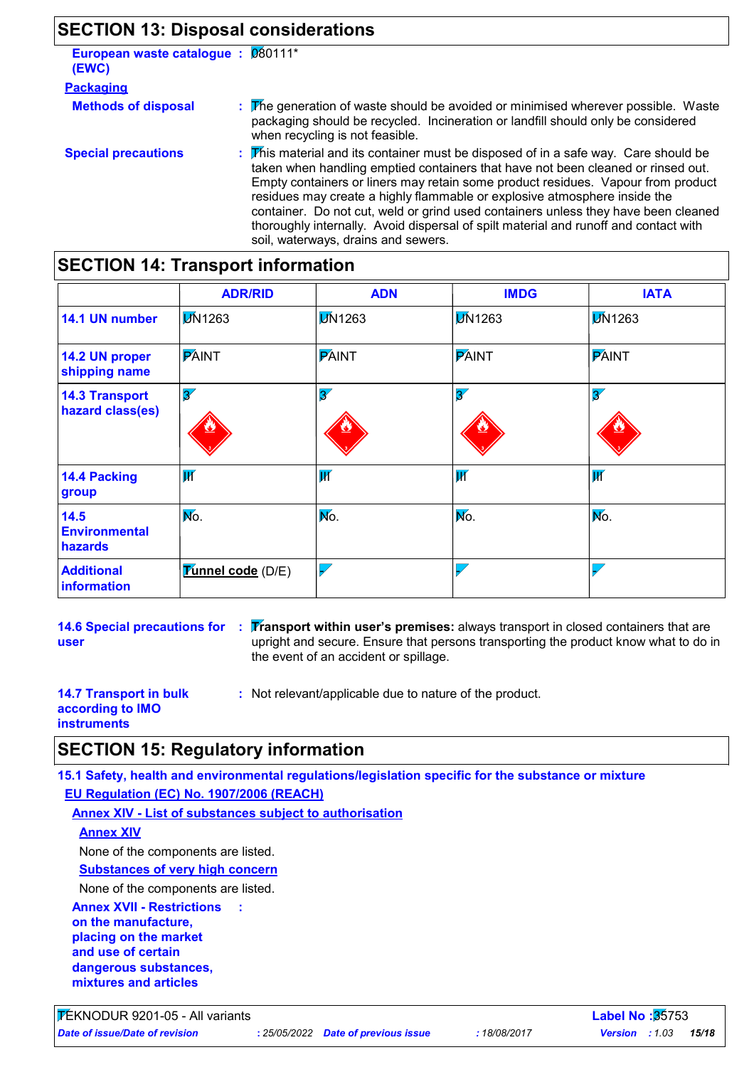## SECTION 13: Disposal considerations

**European waste catalogue (EWC)** : 080111*

**Packaging**

**Methods of disposal** : The generation of waste should be avoided or minimised wherever possible. Waste packaging should be recycled. Incineration or landfill should only be considered when recycling is not feasible.

**Special precautions** : This material and its container must be disposed of in a safe way. Care should be taken when handling emptied containers that have not been cleaned or rinsed out. Empty containers or liners may retain some product residues. Vapour from product residues may create a highly flammable or explosive atmosphere inside the container. Do not cut, weld or grind used containers unless they have been cleaned thoroughly internally. Avoid dispersal of spilt material and runoff and contact with soil, waterways, drains and sewers.

## SECTION 14: Transport information

| | ADR/RID | ADN | IMDG | IATA |
|---|---|---|---|---|
| **14.1 UN number** | UN1263 | UN1263 | UN1263 | UN1263 |
| **14.2 UN proper shipping name** | PAINT | PAINT | PAINT | PAINT |
| **14.3 Transport hazard class(es)** | 3 | 3 | 3 | 3 |
| **14.4 Packing group** | III | III | III | III |
| **14.5 Environmental hazards** | No. | No. | No. | No. |
| **Additional information** | **Tunnel code** (D/E) | - | - | - |

**14.6 Special precautions for user** : **Transport within user's premises:** always transport in closed containers that are upright and secure. Ensure that persons transporting the product know what to do in the event of an accident or spillage.

**14.7 Transport in bulk according to IMO instruments** : Not relevant/applicable due to nature of the product.

## SECTION 15: Regulatory information

**15.1 Safety, health and environmental regulations/legislation specific for the substance or mixture**

**EU Regulation (EC) No. 1907/2006 (REACH)**

**Annex XIV - List of substances subject to authorisation**

**Annex XIV**

None of the components are listed.

**Substances of very high concern**

None of the components are listed.

**Annex XVII - Restrictions on the manufacture, placing on the market and use of certain dangerous substances, mixtures and articles** :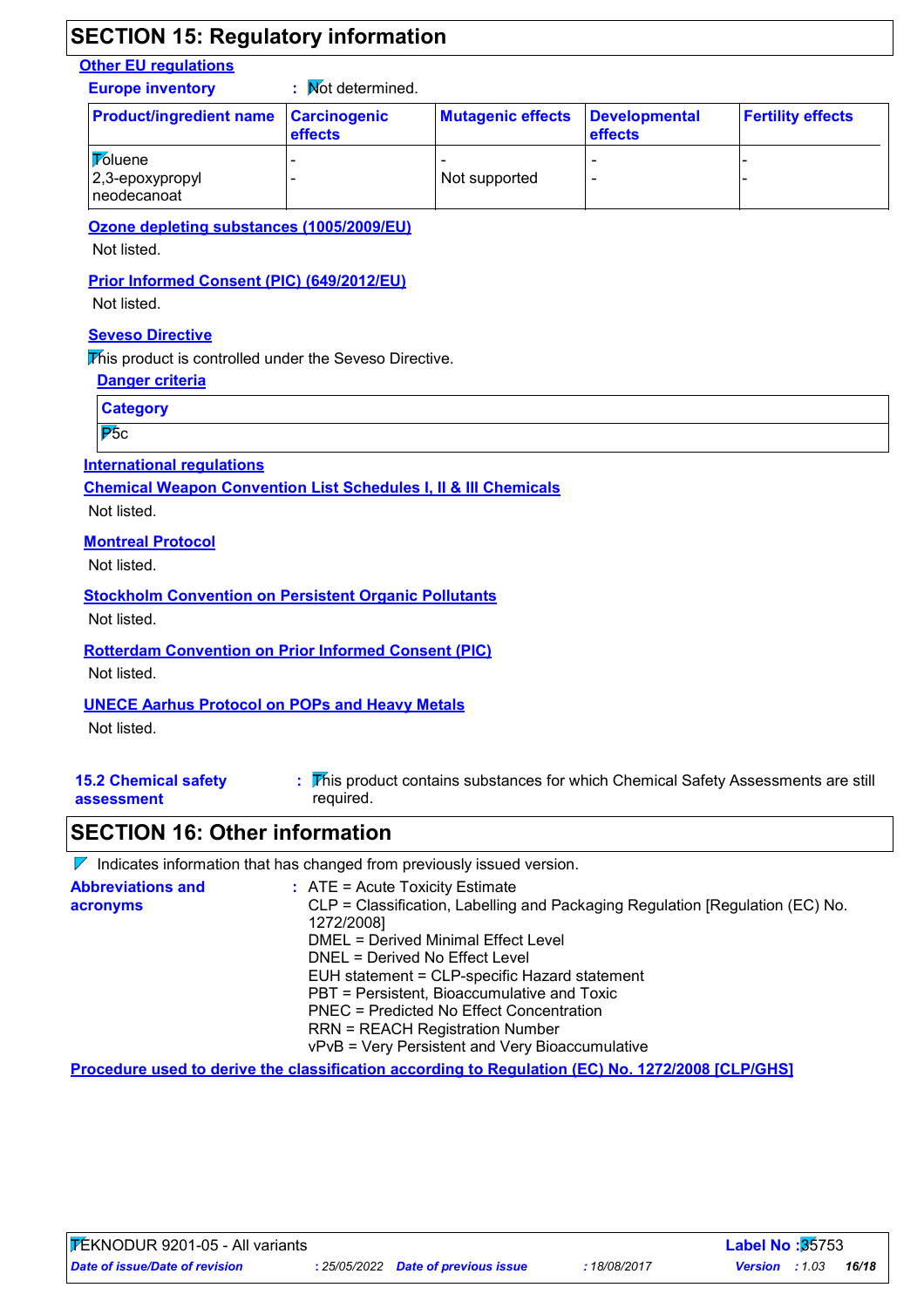## SECTION 15: Regulatory information

**Other EU regulations**

**Europe inventory** : Not determined.

| Product/ingredient name | Carcinogenic effects | Mutagenic effects | Developmental effects | Fertility effects |
|---|---|---|---|---|
| Toluene | - | - | - | - |
| 2,3-epoxypropyl neodecanoat | - | Not supported | - | - |

**Ozone depleting substances (1005/2009/EU)**

Not listed.

**Prior Informed Consent (PIC) (649/2012/EU)**

Not listed.

**Seveso Directive**

This product is controlled under the Seveso Directive.

**Danger criteria**

| Category |
|---|
| P5c |

**International regulations**

**Chemical Weapon Convention List Schedules I, II & III Chemicals**

Not listed.

**Montreal Protocol**

Not listed.

**Stockholm Convention on Persistent Organic Pollutants**

Not listed.

**Rotterdam Convention on Prior Informed Consent (PIC)**

Not listed.

**UNECE Aarhus Protocol on POPs and Heavy Metals**

Not listed.

**15.2 Chemical safety assessment** : This product contains substances for which Chemical Safety Assessments are still required.

## SECTION 16: Other information

Indicates information that has changed from previously issued version.

**Abbreviations and acronyms** :
ATE = Acute Toxicity Estimate
CLP = Classification, Labelling and Packaging Regulation [Regulation (EC) No. 1272/2008]
DMEL = Derived Minimal Effect Level
DNEL = Derived No Effect Level
EUH statement = CLP-specific Hazard statement
PBT = Persistent, Bioaccumulative and Toxic
PNEC = Predicted No Effect Concentration
RRN = REACH Registration Number
vPvB = Very Persistent and Very Bioaccumulative

**Procedure used to derive the classification according to Regulation (EC) No. 1272/2008 [CLP/GHS]**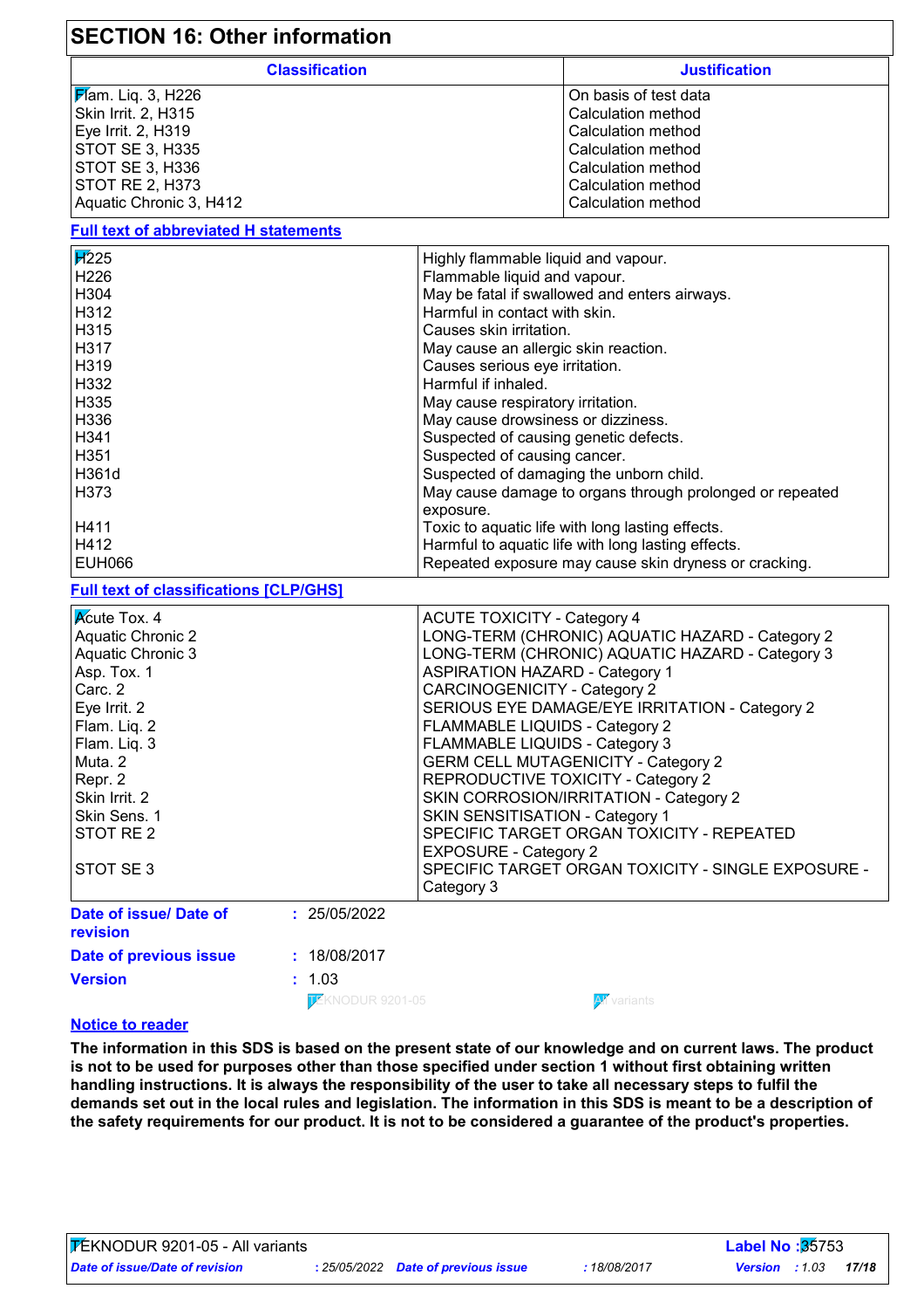## SECTION 16: Other information

| Classification | Justification |
|---|---|
| Flam. Liq. 3, H226 | On basis of test data |
| Skin Irrit. 2, H315 | Calculation method |
| Eye Irrit. 2, H319 | Calculation method |
| STOT SE 3, H335 | Calculation method |
| STOT SE 3, H336 | Calculation method |
| STOT RE 2, H373 | Calculation method |
| Aquatic Chronic 3, H412 | Calculation method |

**Full text of abbreviated H statements**

| | |
|---|---|
| H225 | Highly flammable liquid and vapour. |
| H226 | Flammable liquid and vapour. |
| H304 | May be fatal if swallowed and enters airways. |
| H312 | Harmful in contact with skin. |
| H315 | Causes skin irritation. |
| H317 | May cause an allergic skin reaction. |
| H319 | Causes serious eye irritation. |
| H332 | Harmful if inhaled. |
| H335 | May cause respiratory irritation. |
| H336 | May cause drowsiness or dizziness. |
| H341 | Suspected of causing genetic defects. |
| H351 | Suspected of causing cancer. |
| H361d | Suspected of damaging the unborn child. |
| H373 | May cause damage to organs through prolonged or repeated exposure. |
| H411 | Toxic to aquatic life with long lasting effects. |
| H412 | Harmful to aquatic life with long lasting effects. |
| EUH066 | Repeated exposure may cause skin dryness or cracking. |

**Full text of classifications [CLP/GHS]**

| | |
|---|---|
| Acute Tox. 4 | ACUTE TOXICITY - Category 4 |
| Aquatic Chronic 2 | LONG-TERM (CHRONIC) AQUATIC HAZARD - Category 2 |
| Aquatic Chronic 3 | LONG-TERM (CHRONIC) AQUATIC HAZARD - Category 3 |
| Asp. Tox. 1 | ASPIRATION HAZARD - Category 1 |
| Carc. 2 | CARCINOGENICITY - Category 2 |
| Eye Irrit. 2 | SERIOUS EYE DAMAGE/EYE IRRITATION - Category 2 |
| Flam. Liq. 2 | FLAMMABLE LIQUIDS - Category 2 |
| Flam. Liq. 3 | FLAMMABLE LIQUIDS - Category 3 |
| Muta. 2 | GERM CELL MUTAGENICITY - Category 2 |
| Repr. 2 | REPRODUCTIVE TOXICITY - Category 2 |
| Skin Irrit. 2 | SKIN CORROSION/IRRITATION - Category 2 |
| Skin Sens. 1 | SKIN SENSITISATION - Category 1 |
| STOT RE 2 | SPECIFIC TARGET ORGAN TOXICITY - REPEATED EXPOSURE - Category 2 |
| STOT SE 3 | SPECIFIC TARGET ORGAN TOXICITY - SINGLE EXPOSURE - Category 3 |

**Date of issue/ Date of revision** : 25/05/2022

**Date of previous issue** : 18/08/2017

**Version** : 1.03

TEKNODUR 9201-05 All variants

**Notice to reader**

**The information in this SDS is based on the present state of our knowledge and on current laws. The product is not to be used for purposes other than those specified under section 1 without first obtaining written handling instructions. It is always the responsibility of the user to take all necessary steps to fulfil the demands set out in the local rules and legislation. The information in this SDS is meant to be a description of the safety requirements for our product. It is not to be considered a guarantee of the product's properties.**